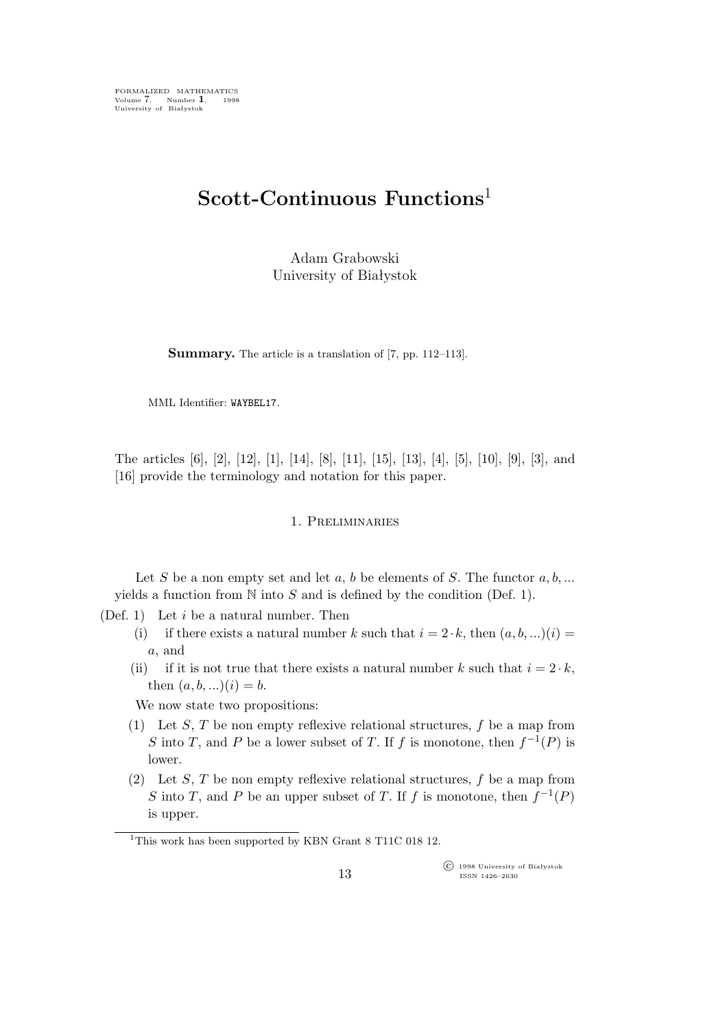# Scott-Continuous Functions[1]

Adam Grabowski
University of Białystok

**Summary.** The article is a translation of [7, pp. 112–113].

MML Identifier: WAYBEL17.

The articles [6], [2], [12], [1], [14], [8], [11], [15], [13], [4], [5], [10], [9], [3], and [16] provide the terminology and notation for this paper.

## 1. Preliminaries

Let $S$ be a non empty set and let $a$, $b$ be elements of $S$. The functor $a, b, ...$ yields a function from $\mathbb{N}$ into $S$ and is defined by the condition (Def. 1).

(Def. 1) Let $i$ be a natural number. Then

- (i) if there exists a natural number $k$ such that $i = 2 \cdot k$, then $(a, b, ...)(i) = a$, and
- (ii) if it is not true that there exists a natural number $k$ such that $i = 2 \cdot k$, then $(a, b, ...)(i) = b$.

We now state two propositions:

(1) Let $S$, $T$ be non empty reflexive relational structures, $f$ be a map from $S$ into $T$, and $P$ be a lower subset of $T$. If $f$ is monotone, then $f^{-1}(P)$ is lower.

(2) Let $S$, $T$ be non empty reflexive relational structures, $f$ be a map from $S$ into $T$, and $P$ be an upper subset of $T$. If $f$ is monotone, then $f^{-1}(P)$ is upper.

[1] This work has been supported by KBN Grant 8 T11C 018 12.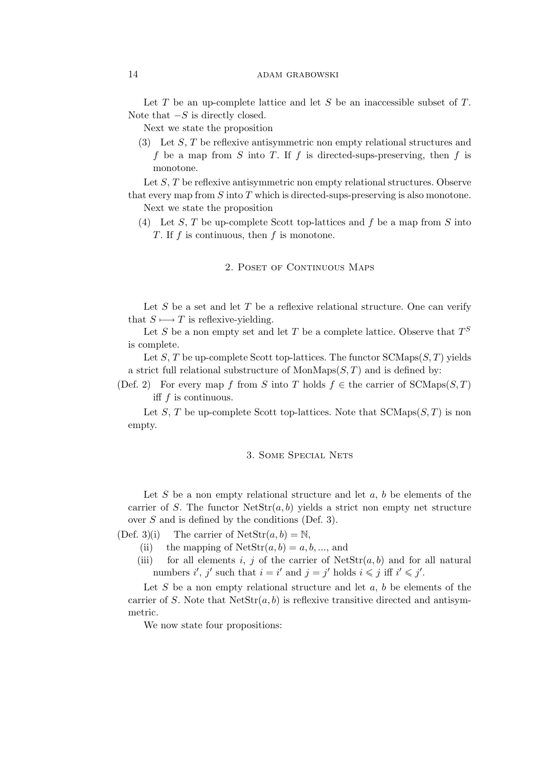Let $T$ be an up-complete lattice and let $S$ be an inaccessible subset of $T$. Note that $-S$ is directly closed.

Next we state the proposition

(3) Let $S$, $T$ be reflexive antisymmetric non empty relational structures and $f$ be a map from $S$ into $T$. If $f$ is directed-sups-preserving, then $f$ is monotone.

Let $S$, $T$ be reflexive antisymmetric non empty relational structures. Observe that every map from $S$ into $T$ which is directed-sups-preserving is also monotone.

Next we state the proposition

(4) Let $S$, $T$ be up-complete Scott top-lattices and $f$ be a map from $S$ into $T$. If $f$ is continuous, then $f$ is monotone.

## 2. Poset of Continuous Maps

Let $S$ be a set and let $T$ be a reflexive relational structure. One can verify that $S \longmapsto T$ is reflexive-yielding.

Let $S$ be a non empty set and let $T$ be a complete lattice. Observe that $T^S$ is complete.

Let $S$, $T$ be up-complete Scott top-lattices. The functor $\mathrm{SCMaps}(S, T)$ yields a strict full relational substructure of $\mathrm{MonMaps}(S, T)$ and is defined by:

(Def. 2) For every map $f$ from $S$ into $T$ holds $f \in$ the carrier of $\mathrm{SCMaps}(S, T)$ iff $f$ is continuous.

Let $S$, $T$ be up-complete Scott top-lattices. Note that $\mathrm{SCMaps}(S, T)$ is non empty.

## 3. Some Special Nets

Let $S$ be a non empty relational structure and let $a$, $b$ be elements of the carrier of $S$. The functor $\mathrm{NetStr}(a, b)$ yields a strict non empty net structure over $S$ and is defined by the conditions (Def. 3).

(Def. 3)(i) The carrier of $\mathrm{NetStr}(a, b) = \mathbb{N}$,

(ii) the mapping of $\mathrm{NetStr}(a, b) = a, b, \ldots$, and

(iii) for all elements $i$, $j$ of the carrier of $\mathrm{NetStr}(a, b)$ and for all natural numbers $i'$, $j'$ such that $i = i'$ and $j = j'$ holds $i \leqslant j$ iff $i' \leqslant j'$.

Let $S$ be a non empty relational structure and let $a$, $b$ be elements of the carrier of $S$. Note that $\mathrm{NetStr}(a, b)$ is reflexive transitive directed and antisymmetric.

We now state four propositions: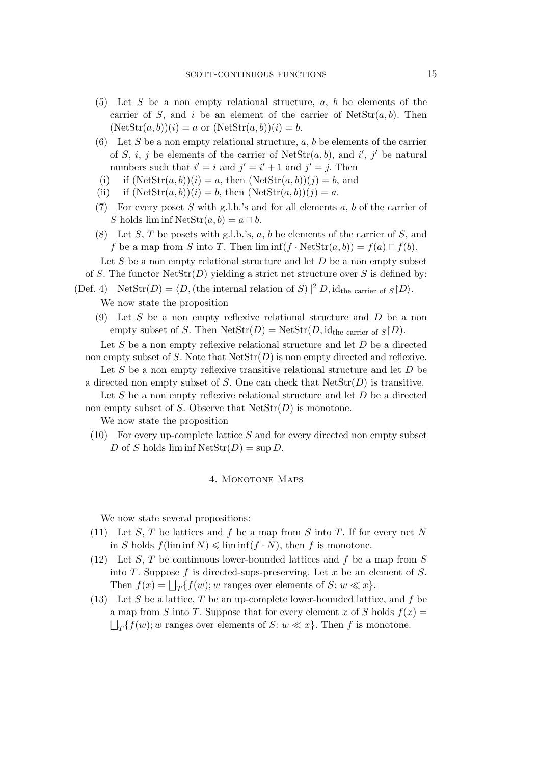(5) Let $S$ be a non empty relational structure, $a$, $b$ be elements of the carrier of $S$, and $i$ be an element of the carrier of $\mathrm{NetStr}(a, b)$. Then $(\mathrm{NetStr}(a, b))(i) = a$ or $(\mathrm{NetStr}(a, b))(i) = b$.

(6) Let $S$ be a non empty relational structure, $a$, $b$ be elements of the carrier of $S$, $i$, $j$ be elements of the carrier of $\mathrm{NetStr}(a, b)$, and $i'$, $j'$ be natural numbers such that $i' = i$ and $j' = i' + 1$ and $j' = j$. Then

 (i) if $(\mathrm{NetStr}(a, b))(i) = a$, then $(\mathrm{NetStr}(a, b))(j) = b$, and

 (ii) if $(\mathrm{NetStr}(a, b))(i) = b$, then $(\mathrm{NetStr}(a, b))(j) = a$.

(7) For every poset $S$ with g.l.b.'s and for all elements $a$, $b$ of the carrier of $S$ holds $\liminf \mathrm{NetStr}(a, b) = a \sqcap b$.

(8) Let $S$, $T$ be posets with g.l.b.'s, $a$, $b$ be elements of the carrier of $S$, and $f$ be a map from $S$ into $T$. Then $\liminf(f \cdot \mathrm{NetStr}(a, b)) = f(a) \sqcap f(b)$.

Let $S$ be a non empty relational structure and let $D$ be a non empty subset of $S$. The functor $\mathrm{NetStr}(D)$ yielding a strict net structure over $S$ is defined by:

(Def. 4) $\mathrm{NetStr}(D) = \langle D, (\text{the internal relation of } S) |^2 D, \mathrm{id}_{\text{the carrier of } S} \restriction D \rangle$.

We now state the proposition

(9) Let $S$ be a non empty reflexive relational structure and $D$ be a non empty subset of $S$. Then $\mathrm{NetStr}(D) = \mathrm{NetStr}(D, \mathrm{id}_{\text{the carrier of } S} \restriction D)$.

Let $S$ be a non empty reflexive relational structure and let $D$ be a directed non empty subset of $S$. Note that $\mathrm{NetStr}(D)$ is non empty directed and reflexive.

Let $S$ be a non empty reflexive transitive relational structure and let $D$ be a directed non empty subset of $S$. One can check that $\mathrm{NetStr}(D)$ is transitive.

Let $S$ be a non empty reflexive relational structure and let $D$ be a directed non empty subset of $S$. Observe that $\mathrm{NetStr}(D)$ is monotone.

We now state the proposition

(10) For every up-complete lattice $S$ and for every directed non empty subset $D$ of $S$ holds $\liminf \mathrm{NetStr}(D) = \sup D$.

## 4. Monotone Maps

We now state several propositions:

(11) Let $S$, $T$ be lattices and $f$ be a map from $S$ into $T$. If for every net $N$ in $S$ holds $f(\liminf N) \leqslant \liminf(f \cdot N)$, then $f$ is monotone.

(12) Let $S$, $T$ be continuous lower-bounded lattices and $f$ be a map from $S$ into $T$. Suppose $f$ is directed-sups-preserving. Let $x$ be an element of $S$. Then $f(x) = \bigsqcup_T \{f(w); w \text{ ranges over elements of } S\text{: } w \ll x\}$.

(13) Let $S$ be a lattice, $T$ be an up-complete lower-bounded lattice, and $f$ be a map from $S$ into $T$. Suppose that for every element $x$ of $S$ holds $f(x) = \bigsqcup_T \{f(w); w \text{ ranges over elements of } S\text{: } w \ll x\}$. Then $f$ is monotone.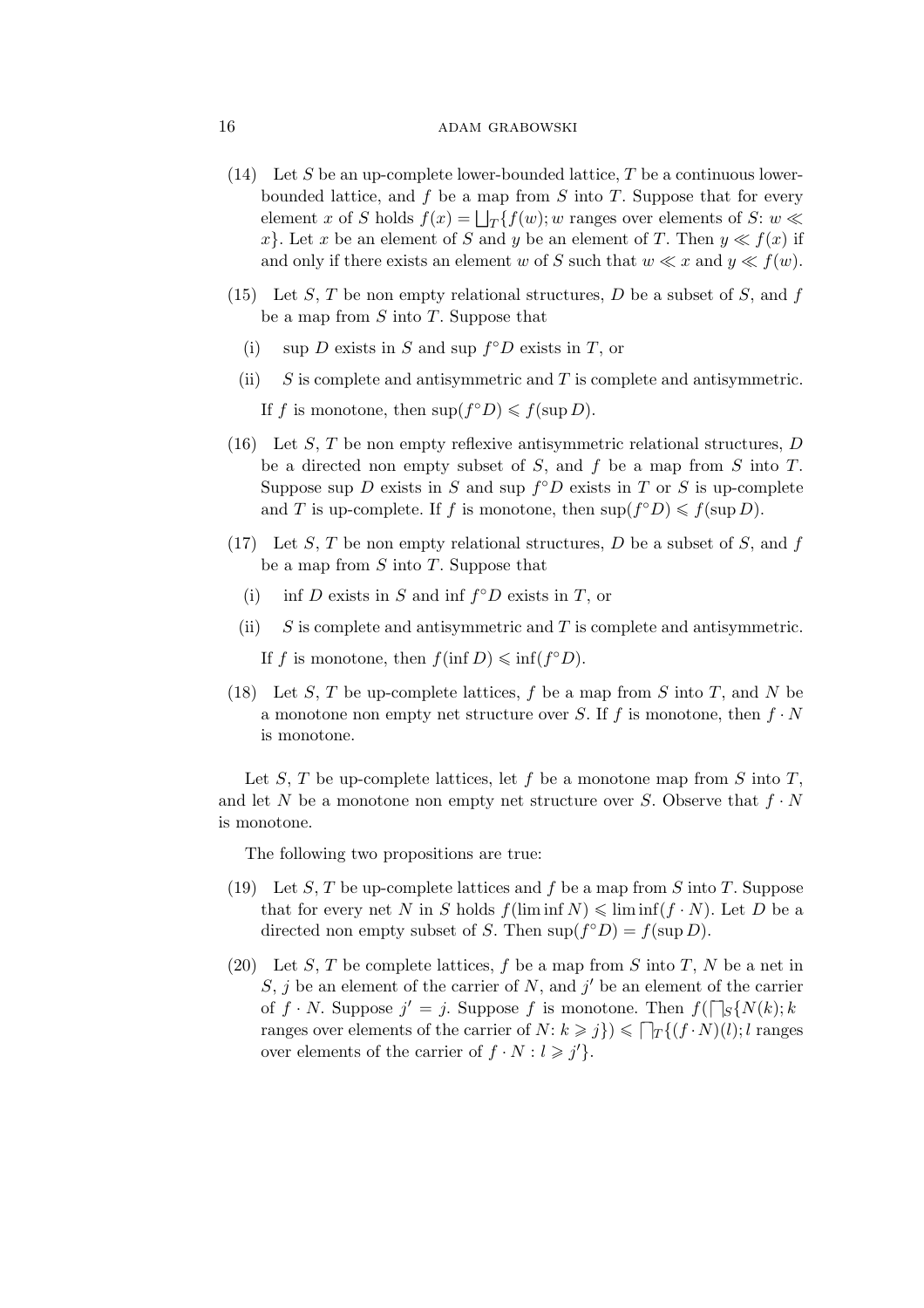(14) Let $S$ be an up-complete lower-bounded lattice, $T$ be a continuous lower-bounded lattice, and $f$ be a map from $S$ into $T$. Suppose that for every element $x$ of $S$ holds $f(x) = \bigsqcup_T\{f(w); w$ ranges over elements of $S$: $w \ll x\}$. Let $x$ be an element of $S$ and $y$ be an element of $T$. Then $y \ll f(x)$ if and only if there exists an element $w$ of $S$ such that $w \ll x$ and $y \ll f(w)$.

(15) Let $S$, $T$ be non empty relational structures, $D$ be a subset of $S$, and $f$ be a map from $S$ into $T$. Suppose that

 (i) sup $D$ exists in $S$ and sup $f^\circ D$ exists in $T$, or

 (ii) $S$ is complete and antisymmetric and $T$ is complete and antisymmetric.

 If $f$ is monotone, then $\sup(f^\circ D) \leqslant f(\sup D)$.

(16) Let $S$, $T$ be non empty reflexive antisymmetric relational structures, $D$ be a directed non empty subset of $S$, and $f$ be a map from $S$ into $T$. Suppose sup $D$ exists in $S$ and sup $f^\circ D$ exists in $T$ or $S$ is up-complete and $T$ is up-complete. If $f$ is monotone, then $\sup(f^\circ D) \leqslant f(\sup D)$.

(17) Let $S$, $T$ be non empty relational structures, $D$ be a subset of $S$, and $f$ be a map from $S$ into $T$. Suppose that

 (i) inf $D$ exists in $S$ and inf $f^\circ D$ exists in $T$, or

 (ii) $S$ is complete and antisymmetric and $T$ is complete and antisymmetric.

 If $f$ is monotone, then $f(\inf D) \leqslant \inf(f^\circ D)$.

(18) Let $S$, $T$ be up-complete lattices, $f$ be a map from $S$ into $T$, and $N$ be a monotone non empty net structure over $S$. If $f$ is monotone, then $f \cdot N$ is monotone.

Let $S$, $T$ be up-complete lattices, let $f$ be a monotone map from $S$ into $T$, and let $N$ be a monotone non empty net structure over $S$. Observe that $f \cdot N$ is monotone.

The following two propositions are true:

(19) Let $S$, $T$ be up-complete lattices and $f$ be a map from $S$ into $T$. Suppose that for every net $N$ in $S$ holds $f(\liminf N) \leqslant \liminf(f \cdot N)$. Let $D$ be a directed non empty subset of $S$. Then $\sup(f^\circ D) = f(\sup D)$.

(20) Let $S$, $T$ be complete lattices, $f$ be a map from $S$ into $T$, $N$ be a net in $S$, $j$ be an element of the carrier of $N$, and $j'$ be an element of the carrier of $f \cdot N$. Suppose $j' = j$. Suppose $f$ is monotone. Then $f(\bigsqcap_S\{N(k); k$ ranges over elements of the carrier of $N$: $k \geqslant j\}) \leqslant \bigsqcap_T\{(f \cdot N)(l); l$ ranges over elements of the carrier of $f \cdot N : l \geqslant j'\}$.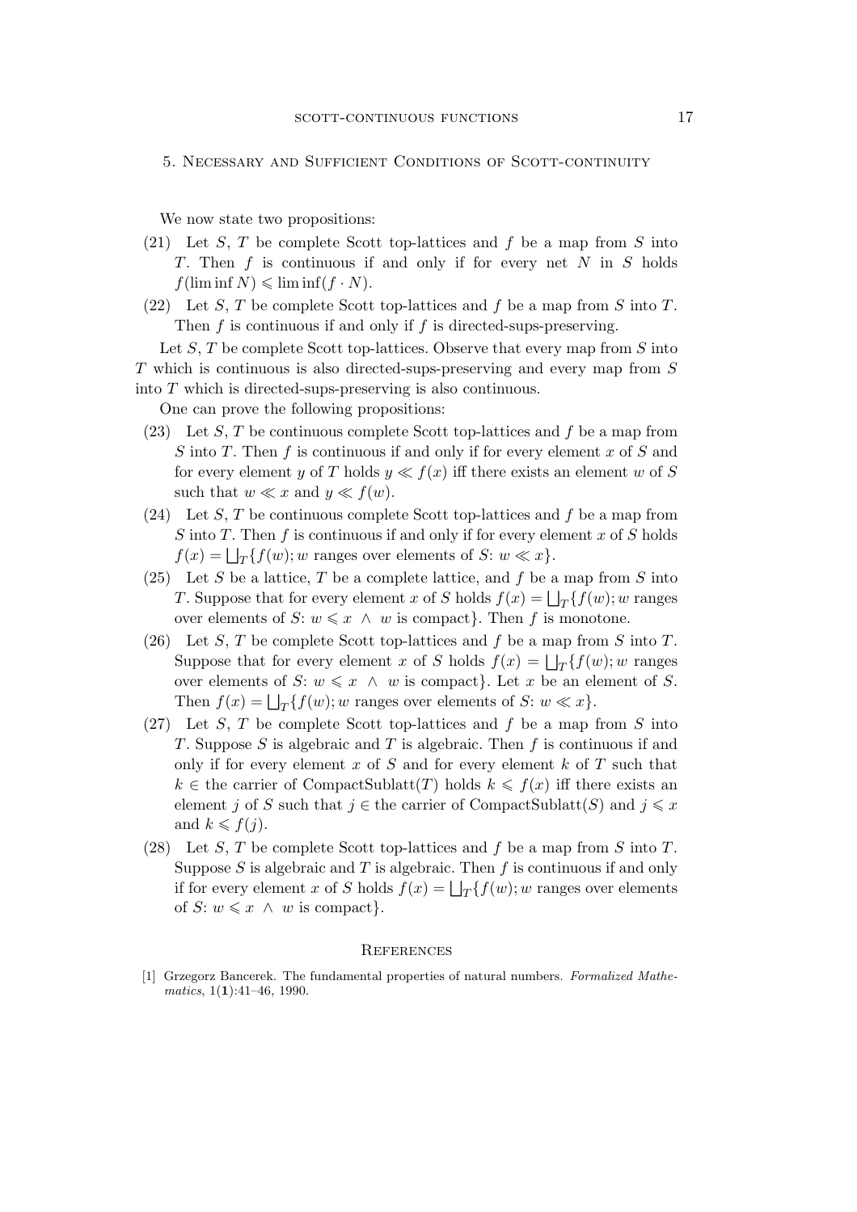## 5. Necessary and Sufficient Conditions of Scott-continuity

We now state two propositions:

(21) Let $S$, $T$ be complete Scott top-lattices and $f$ be a map from $S$ into $T$. Then $f$ is continuous if and only if for every net $N$ in $S$ holds $f(\liminf N) \leqslant \liminf(f \cdot N)$.

(22) Let $S$, $T$ be complete Scott top-lattices and $f$ be a map from $S$ into $T$. Then $f$ is continuous if and only if $f$ is directed-sups-preserving.

Let $S$, $T$ be complete Scott top-lattices. Observe that every map from $S$ into $T$ which is continuous is also directed-sups-preserving and every map from $S$ into $T$ which is directed-sups-preserving is also continuous.

One can prove the following propositions:

(23) Let $S$, $T$ be continuous complete Scott top-lattices and $f$ be a map from $S$ into $T$. Then $f$ is continuous if and only if for every element $x$ of $S$ and for every element $y$ of $T$ holds $y \ll f(x)$ iff there exists an element $w$ of $S$ such that $w \ll x$ and $y \ll f(w)$.

(24) Let $S$, $T$ be continuous complete Scott top-lattices and $f$ be a map from $S$ into $T$. Then $f$ is continuous if and only if for every element $x$ of $S$ holds $f(x) = \bigsqcup_T\{f(w); w$ ranges over elements of $S$: $w \ll x\}$.

(25) Let $S$ be a lattice, $T$ be a complete lattice, and $f$ be a map from $S$ into $T$. Suppose that for every element $x$ of $S$ holds $f(x) = \bigsqcup_T\{f(w); w$ ranges over elements of $S$: $w \leqslant x \ \wedge \ w$ is compact$\}$. Then $f$ is monotone.

(26) Let $S$, $T$ be complete Scott top-lattices and $f$ be a map from $S$ into $T$. Suppose that for every element $x$ of $S$ holds $f(x) = \bigsqcup_T\{f(w); w$ ranges over elements of $S$: $w \leqslant x \ \wedge \ w$ is compact$\}$. Let $x$ be an element of $S$. Then $f(x) = \bigsqcup_T\{f(w); w$ ranges over elements of $S$: $w \ll x\}$.

(27) Let $S$, $T$ be complete Scott top-lattices and $f$ be a map from $S$ into $T$. Suppose $S$ is algebraic and $T$ is algebraic. Then $f$ is continuous if and only if for every element $x$ of $S$ and for every element $k$ of $T$ such that $k \in$ the carrier of CompactSublatt($T$) holds $k \leqslant f(x)$ iff there exists an element $j$ of $S$ such that $j \in$ the carrier of CompactSublatt($S$) and $j \leqslant x$ and $k \leqslant f(j)$.

(28) Let $S$, $T$ be complete Scott top-lattices and $f$ be a map from $S$ into $T$. Suppose $S$ is algebraic and $T$ is algebraic. Then $f$ is continuous if and only if for every element $x$ of $S$ holds $f(x) = \bigsqcup_T\{f(w); w$ ranges over elements of $S$: $w \leqslant x \ \wedge \ w$ is compact$\}$.

## References

[1] Grzegorz Bancerek. The fundamental properties of natural numbers. *Formalized Mathematics*, 1(**1**):41–46, 1990.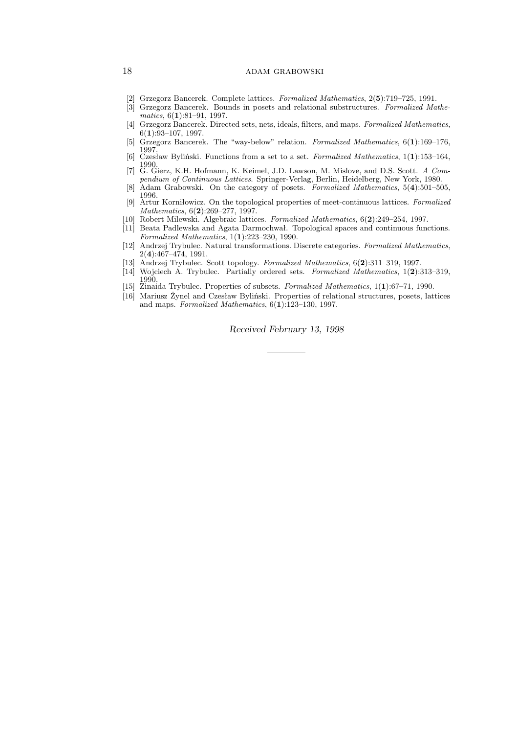- [2] Grzegorz Bancerek. Complete lattices. *Formalized Mathematics*, 2(**5**):719–725, 1991.
- [3] Grzegorz Bancerek. Bounds in posets and relational substructures. *Formalized Mathematics*, 6(**1**):81–91, 1997.
- [4] Grzegorz Bancerek. Directed sets, nets, ideals, filters, and maps. *Formalized Mathematics*, 6(**1**):93–107, 1997.
- [5] Grzegorz Bancerek. The "way-below" relation. *Formalized Mathematics*, 6(**1**):169–176, 1997.
- [6] Czesław Byliński. Functions from a set to a set. *Formalized Mathematics*, 1(**1**):153–164, 1990.
- [7] G. Gierz, K.H. Hofmann, K. Keimel, J.D. Lawson, M. Mislove, and D.S. Scott. *A Compendium of Continuous Lattices*. Springer-Verlag, Berlin, Heidelberg, New York, 1980.
- [8] Adam Grabowski. On the category of posets. *Formalized Mathematics*, 5(**4**):501–505, 1996.
- [9] Artur Korniłowicz. On the topological properties of meet-continuous lattices. *Formalized Mathematics*, 6(**2**):269–277, 1997.
- [10] Robert Milewski. Algebraic lattices. *Formalized Mathematics*, 6(**2**):249–254, 1997.
- [11] Beata Padlewska and Agata Darmochwał. Topological spaces and continuous functions. *Formalized Mathematics*, 1(**1**):223–230, 1990.
- [12] Andrzej Trybulec. Natural transformations. Discrete categories. *Formalized Mathematics*, 2(**4**):467–474, 1991.
- [13] Andrzej Trybulec. Scott topology. *Formalized Mathematics*, 6(**2**):311–319, 1997.
- [14] Wojciech A. Trybulec. Partially ordered sets. *Formalized Mathematics*, 1(**2**):313–319, 1990.
- [15] Zinaida Trybulec. Properties of subsets. *Formalized Mathematics*, 1(**1**):67–71, 1990.
- [16] Mariusz Żynel and Czesław Byliński. Properties of relational structures, posets, lattices and maps. *Formalized Mathematics*, 6(**1**):123–130, 1997.

*Received February 13, 1998*